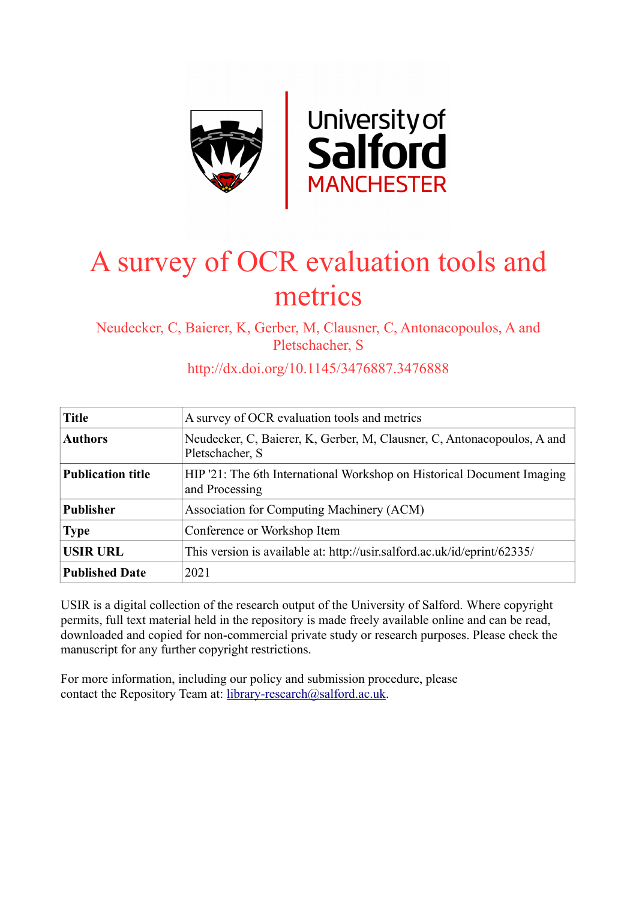# A survey of OCR evaluation tools and metrics

Neudecker, C, Baierer, K, Gerber, M, Clausner, C, Antonacopoulos, A and Pletschacher, S

http://dx.doi.org/10.1145/3476887.3476888

| | |
|---|---|
| **Title** | A survey of OCR evaluation tools and metrics |
| **Authors** | Neudecker, C, Baierer, K, Gerber, M, Clausner, C, Antonacopoulos, A and Pletschacher, S |
| **Publication title** | HIP '21: The 6th International Workshop on Historical Document Imaging and Processing |
| **Publisher** | Association for Computing Machinery (ACM) |
| **Type** | Conference or Workshop Item |
| **USIR URL** | This version is available at: http://usir.salford.ac.uk/id/eprint/62335/ |
| **Published Date** | 2021 |

USIR is a digital collection of the research output of the University of Salford. Where copyright permits, full text material held in the repository is made freely available online and can be read, downloaded and copied for non-commercial private study or research purposes. Please check the manuscript for any further copyright restrictions.

For more information, including our policy and submission procedure, please contact the Repository Team at: library-research@salford.ac.uk.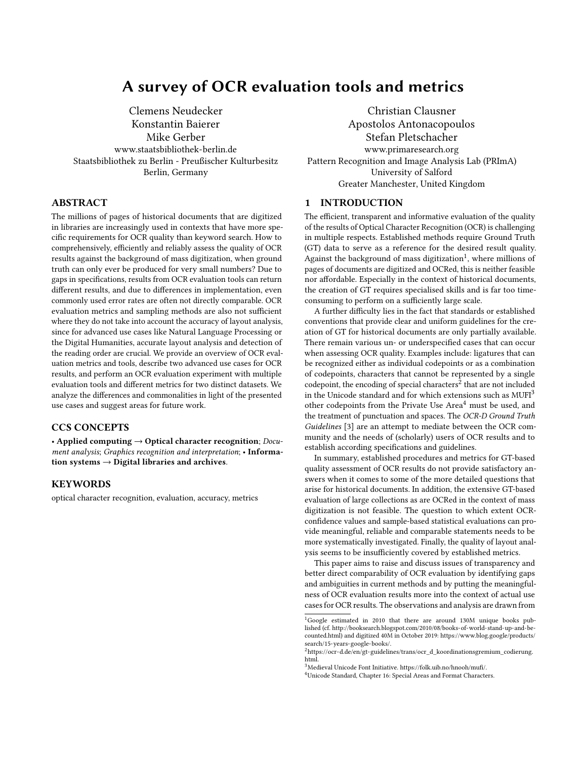# A survey of OCR evaluation tools and metrics

Clemens Neudecker
Konstantin Baierer
Mike Gerber
www.staatsbibliothek-berlin.de
Staatsbibliothek zu Berlin - Preußischer Kulturbesitz
Berlin, Germany

Christian Clausner
Apostolos Antonacopoulos
Stefan Pletschacher
www.primaresearch.org
Pattern Recognition and Image Analysis Lab (PRImA)
University of Salford
Greater Manchester, United Kingdom

## ABSTRACT

The millions of pages of historical documents that are digitized in libraries are increasingly used in contexts that have more specific requirements for OCR quality than keyword search. How to comprehensively, efficiently and reliably assess the quality of OCR results against the background of mass digitization, when ground truth can only ever be produced for very small numbers? Due to gaps in specifications, results from OCR evaluation tools can return different results, and due to differences in implementation, even commonly used error rates are often not directly comparable. OCR evaluation metrics and sampling methods are also not sufficient where they do not take into account the accuracy of layout analysis, since for advanced use cases like Natural Language Processing or the Digital Humanities, accurate layout analysis and detection of the reading order are crucial. We provide an overview of OCR evaluation metrics and tools, describe two advanced use cases for OCR results, and perform an OCR evaluation experiment with multiple evaluation tools and different metrics for two distinct datasets. We analyze the differences and commonalities in light of the presented use cases and suggest areas for future work.

## CCS CONCEPTS

• **Applied computing → Optical character recognition**; *Document analysis*; *Graphics recognition and interpretation*; • **Information systems → Digital libraries and archives**.

## KEYWORDS

optical character recognition, evaluation, accuracy, metrics

## 1 INTRODUCTION

The efficient, transparent and informative evaluation of the quality of the results of Optical Character Recognition (OCR) is challenging in multiple respects. Established methods require Ground Truth (GT) data to serve as a reference for the desired result quality. Against the background of mass digitization[1], where millions of pages of documents are digitized and OCRed, this is neither feasible nor affordable. Especially in the context of historical documents, the creation of GT requires specialised skills and is far too time-consuming to perform on a sufficiently large scale.

A further difficulty lies in the fact that standards or established conventions that provide clear and uniform guidelines for the creation of GT for historical documents are only partially available. There remain various un- or underspecified cases that can occur when assessing OCR quality. Examples include: ligatures that can be recognized either as individual codepoints or as a combination of codepoints, characters that cannot be represented by a single codepoint, the encoding of special characters[2] that are not included in the Unicode standard and for which extensions such as MUFI[3] other codepoints from the Private Use Area[4] must be used, and the treatment of punctuation and spaces. The *OCR-D Ground Truth Guidelines* [3] are an attempt to mediate between the OCR community and the needs of (scholarly) users of OCR results and to establish according specifications and guidelines.

In summary, established procedures and metrics for GT-based quality assessment of OCR results do not provide satisfactory answers when it comes to some of the more detailed questions that arise for historical documents. In addition, the extensive GT-based evaluation of large collections as are OCRed in the context of mass digitization is not feasible. The question to which extent OCR-confidence values and sample-based statistical evaluations can provide meaningful, reliable and comparable statements needs to be more systematically investigated. Finally, the quality of layout analysis seems to be insufficiently covered by established metrics.

This paper aims to raise and discuss issues of transparency and better direct comparability of OCR evaluation by identifying gaps and ambiguities in current methods and by putting the meaningfulness of OCR evaluation results more into the context of actual use cases for OCR results. The observations and analysis are drawn from

[1] Google estimated in 2010 that there are around 130M unique books published (cf. http://booksearch.blogspot.com/2010/08/books-of-world-stand-up-and-be-counted.html) and digitized 40M in October 2019: https://www.blog.google/products/search/15-years-google-books/.

[2] https://ocr-d.de/en/gt-guidelines/trans/ocr_d_koordinationsgremium_codierung.html.

[3] Medieval Unicode Font Initiative. https://folk.uib.no/hnooh/mufi/.

[4] Unicode Standard, Chapter 16: Special Areas and Format Characters.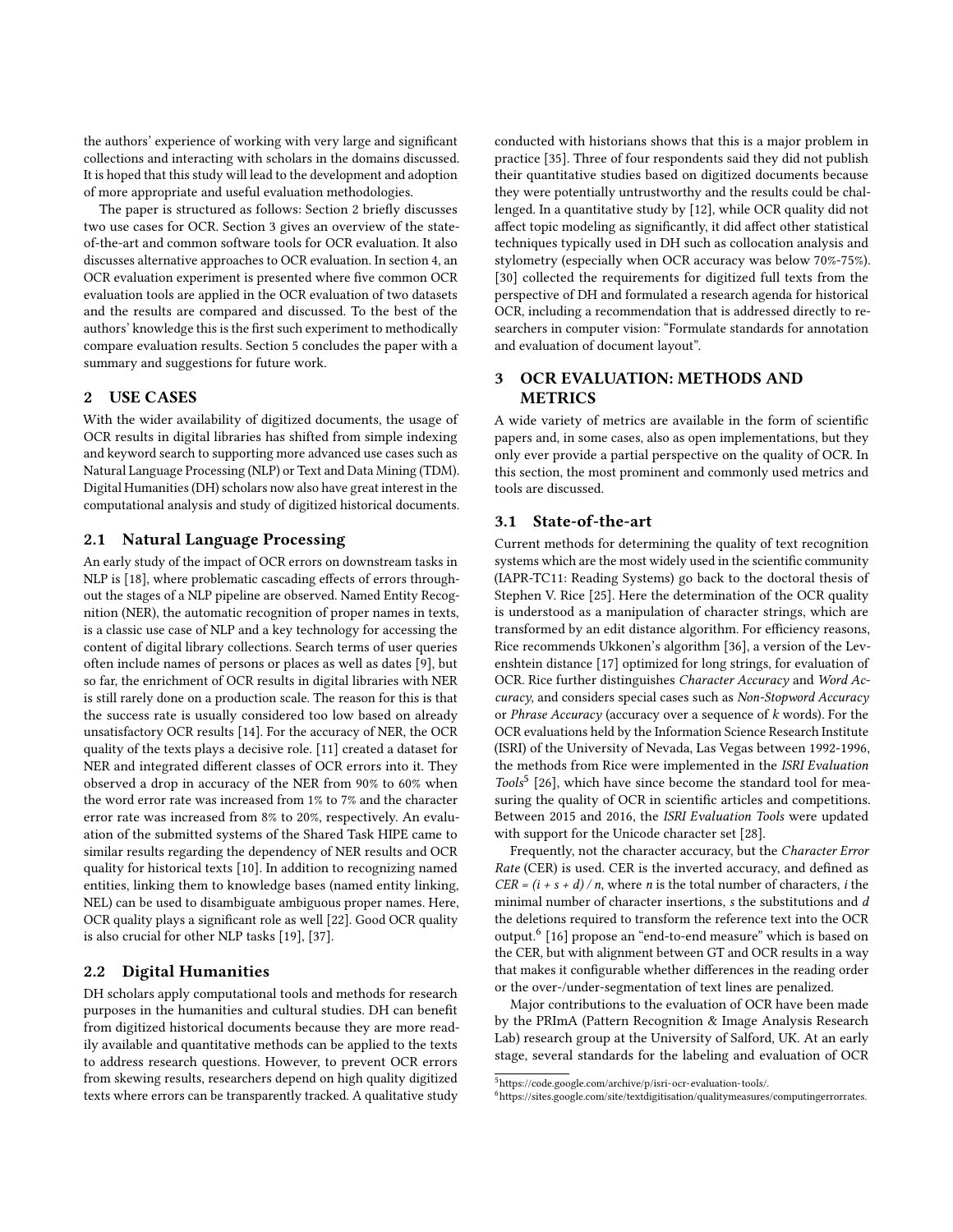the authors' experience of working with very large and significant collections and interacting with scholars in the domains discussed. It is hoped that this study will lead to the development and adoption of more appropriate and useful evaluation methodologies.

The paper is structured as follows: Section 2 briefly discusses two use cases for OCR. Section 3 gives an overview of the state-of-the-art and common software tools for OCR evaluation. It also discusses alternative approaches to OCR evaluation. In section 4, an OCR evaluation experiment is presented where five common OCR evaluation tools are applied in the OCR evaluation of two datasets and the results are compared and discussed. To the best of the authors' knowledge this is the first such experiment to methodically compare evaluation results. Section 5 concludes the paper with a summary and suggestions for future work.

## 2 USE CASES

With the wider availability of digitized documents, the usage of OCR results in digital libraries has shifted from simple indexing and keyword search to supporting more advanced use cases such as Natural Language Processing (NLP) or Text and Data Mining (TDM). Digital Humanities (DH) scholars now also have great interest in the computational analysis and study of digitized historical documents.

### 2.1 Natural Language Processing

An early study of the impact of OCR errors on downstream tasks in NLP is [18], where problematic cascading effects of errors throughout the stages of a NLP pipeline are observed. Named Entity Recognition (NER), the automatic recognition of proper names in texts, is a classic use case of NLP and a key technology for accessing the content of digital library collections. Search terms of user queries often include names of persons or places as well as dates [9], but so far, the enrichment of OCR results in digital libraries with NER is still rarely done on a production scale. The reason for this is that the success rate is usually considered too low based on already unsatisfactory OCR results [14]. For the accuracy of NER, the OCR quality of the texts plays a decisive role. [11] created a dataset for NER and integrated different classes of OCR errors into it. They observed a drop in accuracy of the NER from 90% to 60% when the word error rate was increased from 1% to 7% and the character error rate was increased from 8% to 20%, respectively. An evaluation of the submitted systems of the Shared Task HIPE came to similar results regarding the dependency of NER results and OCR quality for historical texts [10]. In addition to recognizing named entities, linking them to knowledge bases (named entity linking, NEL) can be used to disambiguate ambiguous proper names. Here, OCR quality plays a significant role as well [22]. Good OCR quality is also crucial for other NLP tasks [19], [37].

### 2.2 Digital Humanities

DH scholars apply computational tools and methods for research purposes in the humanities and cultural studies. DH can benefit from digitized historical documents because they are more readily available and quantitative methods can be applied to the texts to address research questions. However, to prevent OCR errors from skewing results, researchers depend on high quality digitized texts where errors can be transparently tracked. A qualitative study conducted with historians shows that this is a major problem in practice [35]. Three of four respondents said they did not publish their quantitative studies based on digitized documents because they were potentially untrustworthy and the results could be challenged. In a quantitative study by [12], while OCR quality did not affect topic modeling as significantly, it did affect other statistical techniques typically used in DH such as collocation analysis and stylometry (especially when OCR accuracy was below 70%-75%). [30] collected the requirements for digitized full texts from the perspective of DH and formulated a research agenda for historical OCR, including a recommendation that is addressed directly to researchers in computer vision: "Formulate standards for annotation and evaluation of document layout".

## 3 OCR EVALUATION: METHODS AND METRICS

A wide variety of metrics are available in the form of scientific papers and, in some cases, also as open implementations, but they only ever provide a partial perspective on the quality of OCR. In this section, the most prominent and commonly used metrics and tools are discussed.

### 3.1 State-of-the-art

Current methods for determining the quality of text recognition systems which are the most widely used in the scientific community (IAPR-TC11: Reading Systems) go back to the doctoral thesis of Stephen V. Rice [25]. Here the determination of the OCR quality is understood as a manipulation of character strings, which are transformed by an edit distance algorithm. For efficiency reasons, Rice recommends Ukkonen's algorithm [36], a version of the Levenshtein distance [17] optimized for long strings, for evaluation of OCR. Rice further distinguishes *Character Accuracy* and *Word Accuracy*, and considers special cases such as *Non-Stopword Accuracy* or *Phrase Accuracy* (accuracy over a sequence of *k* words). For the OCR evaluations held by the Information Science Research Institute (ISRI) of the University of Nevada, Las Vegas between 1992-1996, the methods from Rice were implemented in the *ISRI Evaluation Tools*[5] [26], which have since become the standard tool for measuring the quality of OCR in scientific articles and competitions. Between 2015 and 2016, the *ISRI Evaluation Tools* were updated with support for the Unicode character set [28].

Frequently, not the character accuracy, but the *Character Error Rate* (CER) is used. CER is the inverted accuracy, and defined as $CER = (i + s + d) / n$, where $n$ is the total number of characters, $i$ the minimal number of character insertions, $s$ the substitutions and $d$ the deletions required to transform the reference text into the OCR output.[6] [16] propose an "end-to-end measure" which is based on the CER, but with alignment between GT and OCR results in a way that makes it configurable whether differences in the reading order or the over-/under-segmentation of text lines are penalized.

Major contributions to the evaluation of OCR have been made by the PRImA (Pattern Recognition & Image Analysis Research Lab) research group at the University of Salford, UK. At an early stage, several standards for the labeling and evaluation of OCR

[5] https://code.google.com/archive/p/isri-ocr-evaluation-tools/.

[6] https://sites.google.com/site/textdigitisation/qualitymeasures/computingerrorrates.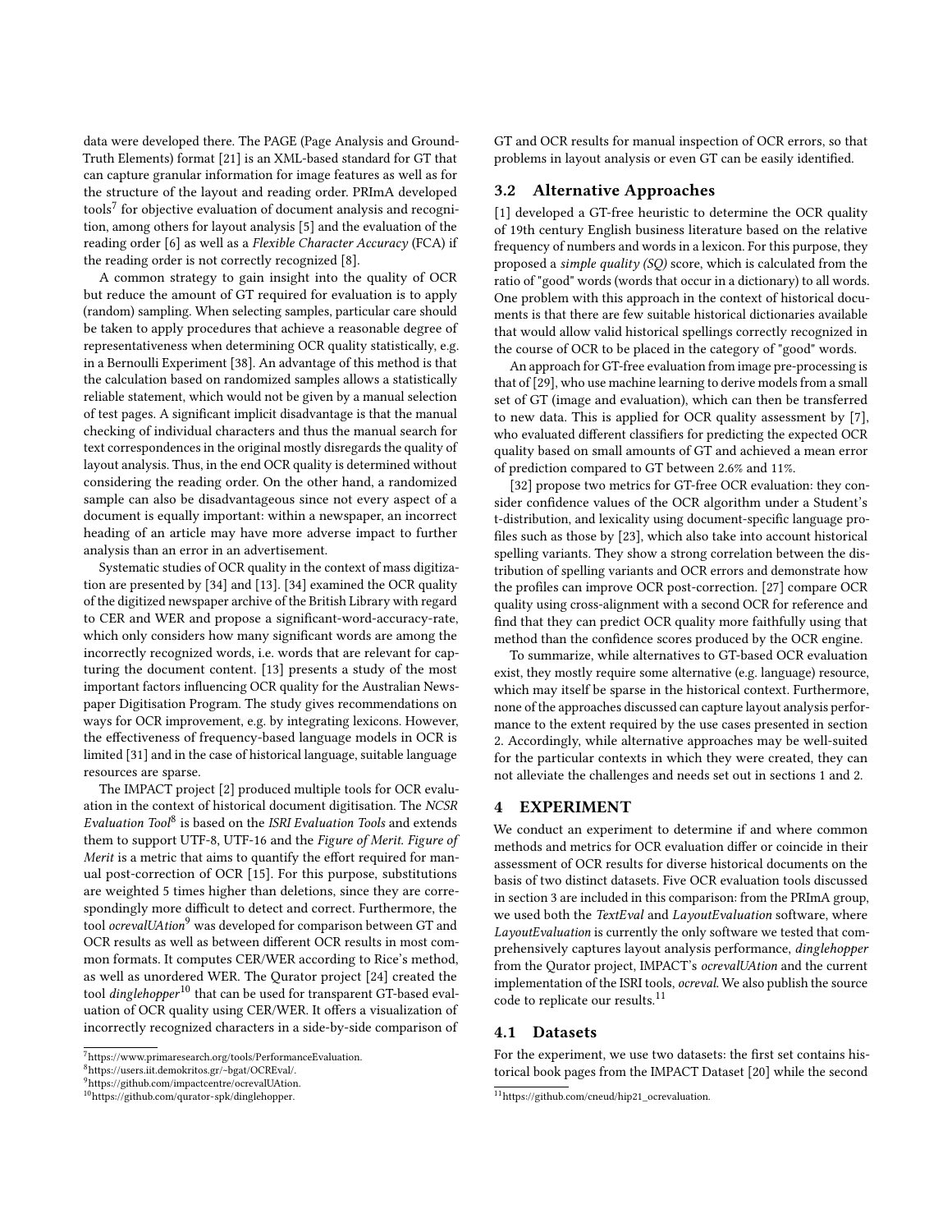data were developed there. The PAGE (Page Analysis and Ground-Truth Elements) format [21] is an XML-based standard for GT that can capture granular information for image features as well as for the structure of the layout and reading order. PRImA developed tools[7] for objective evaluation of document analysis and recognition, among others for layout analysis [5] and the evaluation of the reading order [6] as well as a *Flexible Character Accuracy* (FCA) if the reading order is not correctly recognized [8].

A common strategy to gain insight into the quality of OCR but reduce the amount of GT required for evaluation is to apply (random) sampling. When selecting samples, particular care should be taken to apply procedures that achieve a reasonable degree of representativeness when determining OCR quality statistically, e.g. in a Bernoulli Experiment [38]. An advantage of this method is that the calculation based on randomized samples allows a statistically reliable statement, which would not be given by a manual selection of test pages. A significant implicit disadvantage is that the manual checking of individual characters and thus the manual search for text correspondences in the original mostly disregards the quality of layout analysis. Thus, in the end OCR quality is determined without considering the reading order. On the other hand, a randomized sample can also be disadvantageous since not every aspect of a document is equally important: within a newspaper, an incorrect heading of an article may have more adverse impact to further analysis than an error in an advertisement.

Systematic studies of OCR quality in the context of mass digitization are presented by [34] and [13]. [34] examined the OCR quality of the digitized newspaper archive of the British Library with regard to CER and WER and propose a significant-word-accuracy-rate, which only considers how many significant words are among the incorrectly recognized words, i.e. words that are relevant for capturing the document content. [13] presents a study of the most important factors influencing OCR quality for the Australian Newspaper Digitisation Program. The study gives recommendations on ways for OCR improvement, e.g. by integrating lexicons. However, the effectiveness of frequency-based language models in OCR is limited [31] and in the case of historical language, suitable language resources are sparse.

The IMPACT project [2] produced multiple tools for OCR evaluation in the context of historical document digitisation. The *NCSR Evaluation Tool*[8] is based on the *ISRI Evaluation Tools* and extends them to support UTF-8, UTF-16 and the *Figure of Merit*. *Figure of Merit* is a metric that aims to quantify the effort required for manual post-correction of OCR [15]. For this purpose, substitutions are weighted 5 times higher than deletions, since they are correspondingly more difficult to detect and correct. Furthermore, the tool *ocrevalUAtion*[9] was developed for comparison between GT and OCR results as well as between different OCR results in most common formats. It computes CER/WER according to Rice's method, as well as unordered WER. The Qurator project [24] created the tool *dinglehopper*[10] that can be used for transparent GT-based evaluation of OCR quality using CER/WER. It offers a visualization of incorrectly recognized characters in a side-by-side comparison of GT and OCR results for manual inspection of OCR errors, so that problems in layout analysis or even GT can be easily identified.

### 3.2 Alternative Approaches

[1] developed a GT-free heuristic to determine the OCR quality of 19th century English business literature based on the relative frequency of numbers and words in a lexicon. For this purpose, they proposed a *simple quality (SQ)* score, which is calculated from the ratio of "good" words (words that occur in a dictionary) to all words. One problem with this approach in the context of historical documents is that there are few suitable historical dictionaries available that would allow valid historical spellings correctly recognized in the course of OCR to be placed in the category of "good" words.

An approach for GT-free evaluation from image pre-processing is that of [29], who use machine learning to derive models from a small set of GT (image and evaluation), which can then be transferred to new data. This is applied for OCR quality assessment by [7], who evaluated different classifiers for predicting the expected OCR quality based on small amounts of GT and achieved a mean error of prediction compared to GT between 2.6% and 11%.

[32] propose two metrics for GT-free OCR evaluation: they consider confidence values of the OCR algorithm under a Student's t-distribution, and lexicality using document-specific language profiles such as those by [23], which also take into account historical spelling variants. They show a strong correlation between the distribution of spelling variants and OCR errors and demonstrate how the profiles can improve OCR post-correction. [27] compare OCR quality using cross-alignment with a second OCR for reference and find that they can predict OCR quality more faithfully using that method than the confidence scores produced by the OCR engine.

To summarize, while alternatives to GT-based OCR evaluation exist, they mostly require some alternative (e.g. language) resource, which may itself be sparse in the historical context. Furthermore, none of the approaches discussed can capture layout analysis performance to the extent required by the use cases presented in section 2. Accordingly, while alternative approaches may be well-suited for the particular contexts in which they were created, they can not alleviate the challenges and needs set out in sections 1 and 2.

## 4 EXPERIMENT

We conduct an experiment to determine if and where common methods and metrics for OCR evaluation differ or coincide in their assessment of OCR results for diverse historical documents on the basis of two distinct datasets. Five OCR evaluation tools discussed in section 3 are included in this comparison: from the PRImA group, we used both the *TextEval* and *LayoutEvaluation* software, where *LayoutEvaluation* is currently the only software we tested that comprehensively captures layout analysis performance, *dinglehopper* from the Qurator project, IMPACT's *ocrevalUAtion* and the current implementation of the ISRI tools, *ocreval*. We also publish the source code to replicate our results.[11]

### 4.1 Datasets

For the experiment, we use two datasets: the first set contains historical book pages from the IMPACT Dataset [20] while the second

---

[7] https://www.primaresearch.org/tools/PerformanceEvaluation.
[8] https://users.iit.demokritos.gr/~bgat/OCREval/.
[9] https://github.com/impactcentre/ocrevalUAtion.
[10] https://github.com/qurator-spk/dinglehopper.
[11] https://github.com/cneud/hip21_ocrevaluation.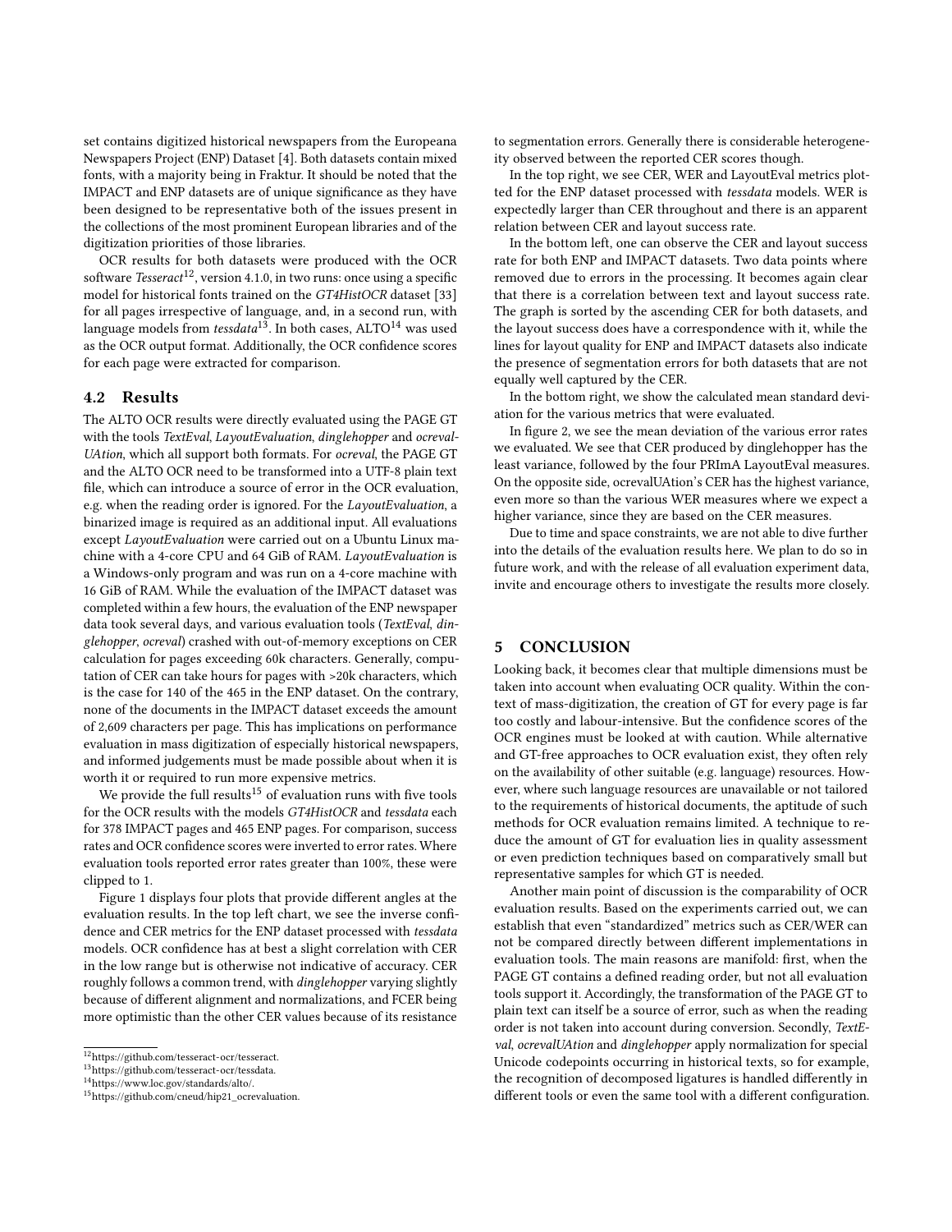set contains digitized historical newspapers from the Europeana Newspapers Project (ENP) Dataset [4]. Both datasets contain mixed fonts, with a majority being in Fraktur. It should be noted that the IMPACT and ENP datasets are of unique significance as they have been designed to be representative both of the issues present in the collections of the most prominent European libraries and of the digitization priorities of those libraries.

OCR results for both datasets were produced with the OCR software *Tesseract*[12], version 4.1.0, in two runs: once using a specific model for historical fonts trained on the *GT4HistOCR* dataset [33] for all pages irrespective of language, and, in a second run, with language models from *tessdata*[13]. In both cases, ALTO[14] was used as the OCR output format. Additionally, the OCR confidence scores for each page were extracted for comparison.

## 4.2 Results

The ALTO OCR results were directly evaluated using the PAGE GT with the tools *TextEval*, *LayoutEvaluation*, *dinglehopper* and *ocrevalUAtion*, which all support both formats. For *ocreval*, the PAGE GT and the ALTO OCR need to be transformed into a UTF-8 plain text file, which can introduce a source of error in the OCR evaluation, e.g. when the reading order is ignored. For the *LayoutEvaluation*, a binarized image is required as an additional input. All evaluations except *LayoutEvaluation* were carried out on a Ubuntu Linux machine with a 4-core CPU and 64 GiB of RAM. *LayoutEvaluation* is a Windows-only program and was run on a 4-core machine with 16 GiB of RAM. While the evaluation of the IMPACT dataset was completed within a few hours, the evaluation of the ENP newspaper data took several days, and various evaluation tools (*TextEval*, *dinglehopper*, *ocreval*) crashed with out-of-memory exceptions on CER calculation for pages exceeding 60k characters. Generally, computation of CER can take hours for pages with >20k characters, which is the case for 140 of the 465 in the ENP dataset. On the contrary, none of the documents in the IMPACT dataset exceeds the amount of 2,609 characters per page. This has implications on performance evaluation in mass digitization of especially historical newspapers, and informed judgements must be made possible about when it is worth it or required to run more expensive metrics.

We provide the full results[15] of evaluation runs with five tools for the OCR results with the models *GT4HistOCR* and *tessdata* each for 378 IMPACT pages and 465 ENP pages. For comparison, success rates and OCR confidence scores were inverted to error rates. Where evaluation tools reported error rates greater than 100%, these were clipped to 1.

Figure 1 displays four plots that provide different angles at the evaluation results. In the top left chart, we see the inverse confidence and CER metrics for the ENP dataset processed with *tessdata* models. OCR confidence has at best a slight correlation with CER in the low range but is otherwise not indicative of accuracy. CER roughly follows a common trend, with *dinglehopper* varying slightly because of different alignment and normalizations, and FCER being more optimistic than the other CER values because of its resistance to segmentation errors. Generally there is considerable heterogeneity observed between the reported CER scores though.

In the top right, we see CER, WER and LayoutEval metrics plotted for the ENP dataset processed with *tessdata* models. WER is expectedly larger than CER throughout and there is an apparent relation between CER and layout success rate.

In the bottom left, one can observe the CER and layout success rate for both ENP and IMPACT datasets. Two data points where removed due to errors in the processing. It becomes again clear that there is a correlation between text and layout success rate. The graph is sorted by the ascending CER for both datasets, and the layout success does have a correspondence with it, while the lines for layout quality for ENP and IMPACT datasets also indicate the presence of segmentation errors for both datasets that are not equally well captured by the CER.

In the bottom right, we show the calculated mean standard deviation for the various metrics that were evaluated.

In figure 2, we see the mean deviation of the various error rates we evaluated. We see that CER produced by dinglehopper has the least variance, followed by the four PRImA LayoutEval measures. On the opposite side, ocrevalUAtion's CER has the highest variance, even more so than the various WER measures where we expect a higher variance, since they are based on the CER measures.

Due to time and space constraints, we are not able to dive further into the details of the evaluation results here. We plan to do so in future work, and with the release of all evaluation experiment data, invite and encourage others to investigate the results more closely.

# 5 CONCLUSION

Looking back, it becomes clear that multiple dimensions must be taken into account when evaluating OCR quality. Within the context of mass-digitization, the creation of GT for every page is far too costly and labour-intensive. But the confidence scores of the OCR engines must be looked at with caution. While alternative and GT-free approaches to OCR evaluation exist, they often rely on the availability of other suitable (e.g. language) resources. However, where such language resources are unavailable or not tailored to the requirements of historical documents, the aptitude of such methods for OCR evaluation remains limited. A technique to reduce the amount of GT for evaluation lies in quality assessment or even prediction techniques based on comparatively small but representative samples for which GT is needed.

Another main point of discussion is the comparability of OCR evaluation results. Based on the experiments carried out, we can establish that even "standardized" metrics such as CER/WER can not be compared directly between different implementations in evaluation tools. The main reasons are manifold: first, when the PAGE GT contains a defined reading order, but not all evaluation tools support it. Accordingly, the transformation of the PAGE GT to plain text can itself be a source of error, such as when the reading order is not taken into account during conversion. Secondly, *TextEval*, *ocrevalUAtion* and *dinglehopper* apply normalization for special Unicode codepoints occurring in historical texts, so for example, the recognition of decomposed ligatures is handled differently in different tools or even the same tool with a different configuration.

[12] https://github.com/tesseract-ocr/tesseract.

[13] https://github.com/tesseract-ocr/tessdata.

[14] https://www.loc.gov/standards/alto/.

[15] https://github.com/cneud/hip21_ocrevaluation.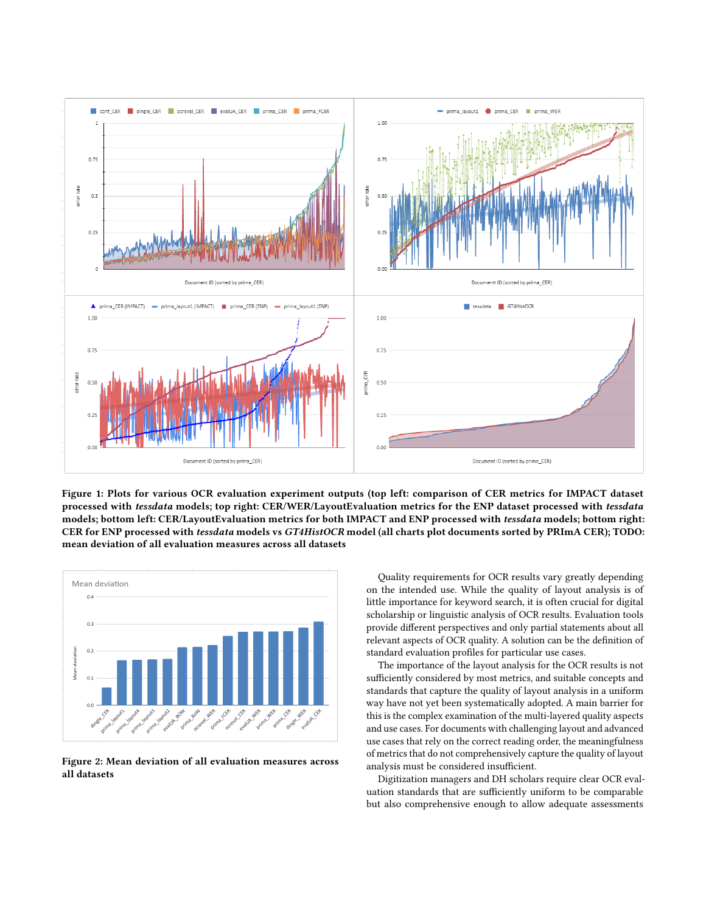**Figure 1: Plots for various OCR evaluation experiment outputs (top left: comparison of CER metrics for IMPACT dataset processed with *tessdata* models; top right: CER/WER/LayoutEvaluation metrics for the ENP dataset processed with *tessdata* models; bottom left: CER/LayoutEvaluation metrics for both IMPACT and ENP processed with *tessdata* models; bottom right: CER for ENP processed with *tessdata* models vs *GT4HistOCR* model (all charts plot documents sorted by PRImA CER); TODO: mean deviation of all evaluation measures across all datasets**

**Figure 2: Mean deviation of all evaluation measures across all datasets**

Quality requirements for OCR results vary greatly depending on the intended use. While the quality of layout analysis is of little importance for keyword search, it is often crucial for digital scholarship or linguistic analysis of OCR results. Evaluation tools provide different perspectives and only partial statements about all relevant aspects of OCR quality. A solution can be the definition of standard evaluation profiles for particular use cases.

The importance of the layout analysis for the OCR results is not sufficiently considered by most metrics, and suitable concepts and standards that capture the quality of layout analysis in a uniform way have not yet been systematically adopted. A main barrier for this is the complex examination of the multi-layered quality aspects and use cases. For documents with challenging layout and advanced use cases that rely on the correct reading order, the meaningfulness of metrics that do not comprehensively capture the quality of layout analysis must be considered insufficient.

Digitization managers and DH scholars require clear OCR evaluation standards that are sufficiently uniform to be comparable but also comprehensive enough to allow adequate assessments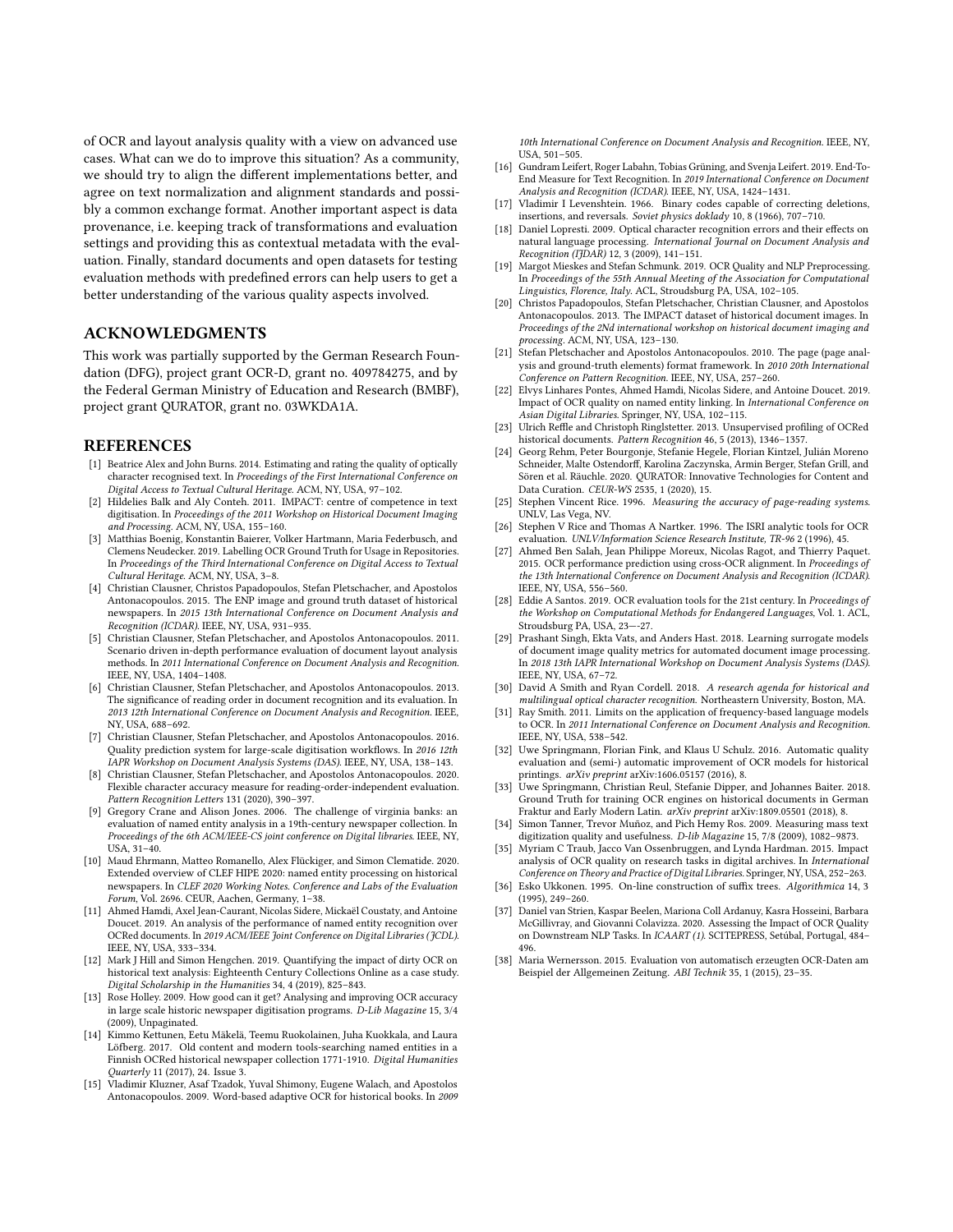of OCR and layout analysis quality with a view on advanced use cases. What can we do to improve this situation? As a community, we should try to align the different implementations better, and agree on text normalization and alignment standards and possibly a common exchange format. Another important aspect is data provenance, i.e. keeping track of transformations and evaluation settings and providing this as contextual metadata with the evaluation. Finally, standard documents and open datasets for testing evaluation methods with predefined errors can help users to get a better understanding of the various quality aspects involved.

## ACKNOWLEDGMENTS

This work was partially supported by the German Research Foundation (DFG), project grant OCR-D, grant no. 409784275, and by the Federal German Ministry of Education and Research (BMBF), project grant QURATOR, grant no. 03WKDA1A.

## REFERENCES

[1] Beatrice Alex and John Burns. 2014. Estimating and rating the quality of optically character recognised text. In *Proceedings of the First International Conference on Digital Access to Textual Cultural Heritage*. ACM, NY, USA, 97–102.

[2] Hildelies Balk and Aly Conteh. 2011. IMPACT: centre of competence in text digitisation. In *Proceedings of the 2011 Workshop on Historical Document Imaging and Processing*. ACM, NY, USA, 155–160.

[3] Matthias Boenig, Konstantin Baierer, Volker Hartmann, Maria Federbusch, and Clemens Neudecker. 2019. Labelling OCR Ground Truth for Usage in Repositories. In *Proceedings of the Third International Conference on Digital Access to Textual Cultural Heritage*. ACM, NY, USA, 3–8.

[4] Christian Clausner, Christos Papadopoulos, Stefan Pletschacher, and Apostolos Antonacopoulos. 2015. The ENP image and ground truth dataset of historical newspapers. In *2015 13th International Conference on Document Analysis and Recognition (ICDAR)*. IEEE, NY, USA, 931–935.

[5] Christian Clausner, Stefan Pletschacher, and Apostolos Antonacopoulos. 2011. Scenario driven in-depth performance evaluation of document layout analysis methods. In *2011 International Conference on Document Analysis and Recognition*. IEEE, NY, USA, 1404–1408.

[6] Christian Clausner, Stefan Pletschacher, and Apostolos Antonacopoulos. 2013. The significance of reading order in document recognition and its evaluation. In *2013 12th International Conference on Document Analysis and Recognition*. IEEE, NY, USA, 688–692.

[7] Christian Clausner, Stefan Pletschacher, and Apostolos Antonacopoulos. 2016. Quality prediction system for large-scale digitisation workflows. In *2016 12th IAPR Workshop on Document Analysis Systems (DAS)*. IEEE, NY, USA, 138–143.

[8] Christian Clausner, Stefan Pletschacher, and Apostolos Antonacopoulos. 2020. Flexible character accuracy measure for reading-order-independent evaluation. *Pattern Recognition Letters* 131 (2020), 390–397.

[9] Gregory Crane and Alison Jones. 2006. The challenge of virginia banks: an evaluation of named entity analysis in a 19th-century newspaper collection. In *Proceedings of the 6th ACM/IEEE-CS joint conference on Digital libraries*. IEEE, NY, USA, 31–40.

[10] Maud Ehrmann, Matteo Romanello, Alex Flückiger, and Simon Clematide. 2020. Extended overview of CLEF HIPE 2020: named entity processing on historical newspapers. In *CLEF 2020 Working Notes. Conference and Labs of the Evaluation Forum*, Vol. 2696. CEUR, Aachen, Germany, 1–38.

[11] Ahmed Hamdi, Axel Jean-Caurant, Nicolas Sidere, Mickaël Coustaty, and Antoine Doucet. 2019. An analysis of the performance of named entity recognition over OCRed documents. In *2019 ACM/IEEE Joint Conference on Digital Libraries (JCDL)*. IEEE, NY, USA, 333–334.

[12] Mark J Hill and Simon Hengchen. 2019. Quantifying the impact of dirty OCR on historical text analysis: Eighteenth Century Collections Online as a case study. *Digital Scholarship in the Humanities* 34, 4 (2019), 825–843.

[13] Rose Holley. 2009. How good can it get? Analysing and improving OCR accuracy in large scale historic newspaper digitisation programs. *D-Lib Magazine* 15, 3/4 (2009), Unpaginated.

[14] Kimmo Kettunen, Eetu Mäkelä, Teemu Ruokolainen, Juha Kuokkala, and Laura Löfberg. 2017. Old content and modern tools-searching named entities in a Finnish OCRed historical newspaper collection 1771-1910. *Digital Humanities Quarterly* 11 (2017), 24. Issue 3.

[15] Vladimir Kluzner, Asaf Tzadok, Yuval Shimony, Eugene Walach, and Apostolos Antonacopoulos. 2009. Word-based adaptive OCR for historical books. In *2009 10th International Conference on Document Analysis and Recognition*. IEEE, NY, USA, 501–505.

[16] Gundram Leifert, Roger Labahn, Tobias Grüning, and Svenja Leifert. 2019. End-To-End Measure for Text Recognition. In *2019 International Conference on Document Analysis and Recognition (ICDAR)*. IEEE, NY, USA, 1424–1431.

[17] Vladimir I Levenshtein. 1966. Binary codes capable of correcting deletions, insertions, and reversals. *Soviet physics doklady* 10, 8 (1966), 707–710.

[18] Daniel Lopresti. 2009. Optical character recognition errors and their effects on natural language processing. *International Journal on Document Analysis and Recognition (IJDAR)* 12, 3 (2009), 141–151.

[19] Margot Mieskes and Stefan Schmunk. 2019. OCR Quality and NLP Preprocessing. In *Proceedings of the 55th Annual Meeting of the Association for Computational Linguistics, Florence, Italy*. ACL, Stroudsburg PA, USA, 102–105.

[20] Christos Papadopoulos, Stefan Pletschacher, Christian Clausner, and Apostolos Antonacopoulos. 2013. The IMPACT dataset of historical document images. In *Proceedings of the 2Nd international workshop on historical document imaging and processing*. ACM, NY, USA, 123–130.

[21] Stefan Pletschacher and Apostolos Antonacopoulos. 2010. The page (page analysis and ground-truth elements) format framework. In *2010 20th International Conference on Pattern Recognition*. IEEE, NY, USA, 257–260.

[22] Elvys Linhares Pontes, Ahmed Hamdi, Nicolas Sidere, and Antoine Doucet. 2019. Impact of OCR quality on named entity linking. In *International Conference on Asian Digital Libraries*. Springer, NY, USA, 102–115.

[23] Ulrich Reffle and Christoph Ringlstetter. 2013. Unsupervised profiling of OCRed historical documents. *Pattern Recognition* 46, 5 (2013), 1346–1357.

[24] Georg Rehm, Peter Bourgonje, Stefanie Hegele, Florian Kintzel, Julián Moreno Schneider, Malte Ostendorff, Karolina Zaczynska, Armin Berger, Stefan Grill, and Sören et al. Räuchle. 2020. QURATOR: Innovative Technologies for Content and Data Curation. *CEUR-WS* 2535, 1 (2020), 15.

[25] Stephen Vincent Rice. 1996. *Measuring the accuracy of page-reading systems*. UNLV, Las Vega, NV.

[26] Stephen V Rice and Thomas A Nartker. 1996. The ISRI analytic tools for OCR evaluation. *UNLV/Information Science Research Institute, TR-96* 2 (1996), 45.

[27] Ahmed Ben Salah, Jean Philippe Moreux, Nicolas Ragot, and Thierry Paquet. 2015. OCR performance prediction using cross-OCR alignment. In *Proceedings of the 13th International Conference on Document Analysis and Recognition (ICDAR)*. IEEE, NY, USA, 556–560.

[28] Eddie A Santos. 2019. OCR evaluation tools for the 21st century. In *Proceedings of the Workshop on Computational Methods for Endangered Languages*, Vol. 1. ACL, Stroudsburg PA, USA, 23—-27.

[29] Prashant Singh, Ekta Vats, and Anders Hast. 2018. Learning surrogate models of document image quality metrics for automated document image processing. In *2018 13th IAPR International Workshop on Document Analysis Systems (DAS)*. IEEE, NY, USA, 67–72.

[30] David A Smith and Ryan Cordell. 2018. *A research agenda for historical and multilingual optical character recognition*. Northeastern University, Boston, MA.

[31] Ray Smith. 2011. Limits on the application of frequency-based language models to OCR. In *2011 International Conference on Document Analysis and Recognition*. IEEE, NY, USA, 538–542.

[32] Uwe Springmann, Florian Fink, and Klaus U Schulz. 2016. Automatic quality evaluation and (semi-) automatic improvement of OCR models for historical printings. *arXiv preprint* arXiv:1606.05157 (2016), 8.

[33] Uwe Springmann, Christian Reul, Stefanie Dipper, and Johannes Baiter. 2018. Ground Truth for training OCR engines on historical documents in German Fraktur and Early Modern Latin. *arXiv preprint* arXiv:1809.05501 (2018), 8.

[34] Simon Tanner, Trevor Muñoz, and Pich Hemy Ros. 2009. Measuring mass text digitization quality and usefulness. *D-lib Magazine* 15, 7/8 (2009), 1082–9873.

[35] Myriam C Traub, Jacco Van Ossenbruggen, and Lynda Hardman. 2015. Impact analysis of OCR quality on research tasks in digital archives. In *International Conference on Theory and Practice of Digital Libraries*. Springer, NY, USA, 252–263.

[36] Esko Ukkonen. 1995. On-line construction of suffix trees. *Algorithmica* 14, 3 (1995), 249–260.

[37] Daniel van Strien, Kaspar Beelen, Mariona Coll Ardanuy, Kasra Hosseini, Barbara McGillivray, and Giovanni Colavizza. 2020. Assessing the Impact of OCR Quality on Downstream NLP Tasks. In *ICAART (1)*. SCITEPRESS, Setúbal, Portugal, 484–496.

[38] Maria Wernersson. 2015. Evaluation von automatisch erzeugten OCR-Daten am Beispiel der Allgemeinen Zeitung. *ABI Technik* 35, 1 (2015), 23–35.